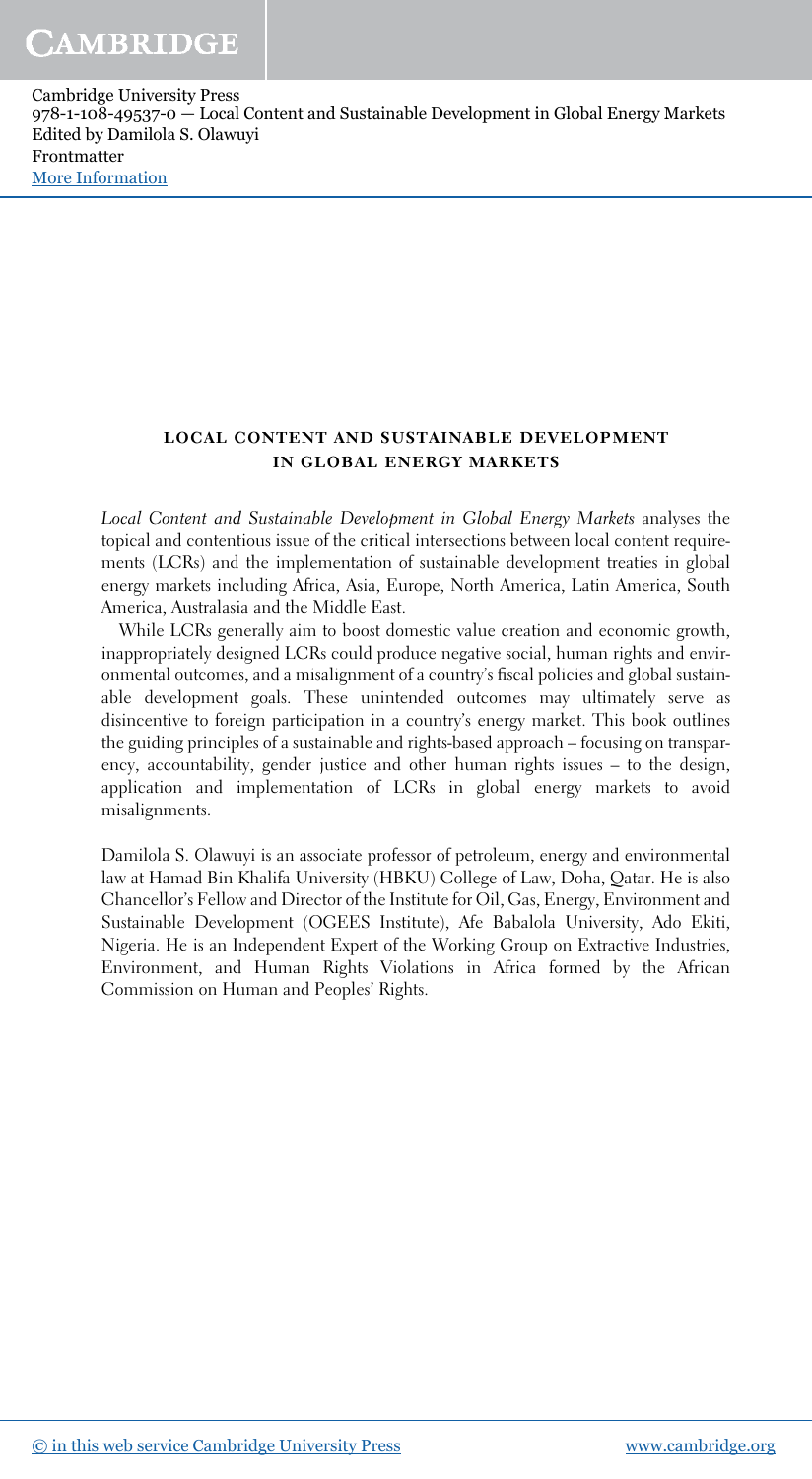## LOCAL CONTENT AND SUSTAINABLE DEVELOPMENT IN GLOBAL ENERGY MARKETS

*Local Content and Sustainable Development in Global Energy Markets* analyses the topical and contentious issue of the critical intersections between local content requirements (LCRs) and the implementation of sustainable development treaties in global energy markets including Africa, Asia, Europe, North America, Latin America, South America, Australasia and the Middle East.

While LCRs generally aim to boost domestic value creation and economic growth, inappropriately designed LCRs could produce negative social, human rights and environmental outcomes, and a misalignment of a country's fiscal policies and global sustainable development goals. These unintended outcomes may ultimately serve as disincentive to foreign participation in a country's energy market. This book outlines the guiding principles of a sustainable and rights-based approach – focusing on transparency, accountability, gender justice and other human rights issues – to the design, application and implementation of LCRs in global energy markets to avoid misalignments.

Damilola S. Olawuyi is an associate professor of petroleum, energy and environmental law at Hamad Bin Khalifa University (HBKU) College of Law, Doha, Qatar. He is also Chancellor's Fellow and Director of the Institute for Oil, Gas, Energy, Environment and Sustainable Development (OGEES Institute), Afe Babalola University, Ado Ekiti, Nigeria. He is an Independent Expert of the Working Group on Extractive Industries, Environment, and Human Rights Violations in Africa formed by the African Commission on Human and Peoples' Rights.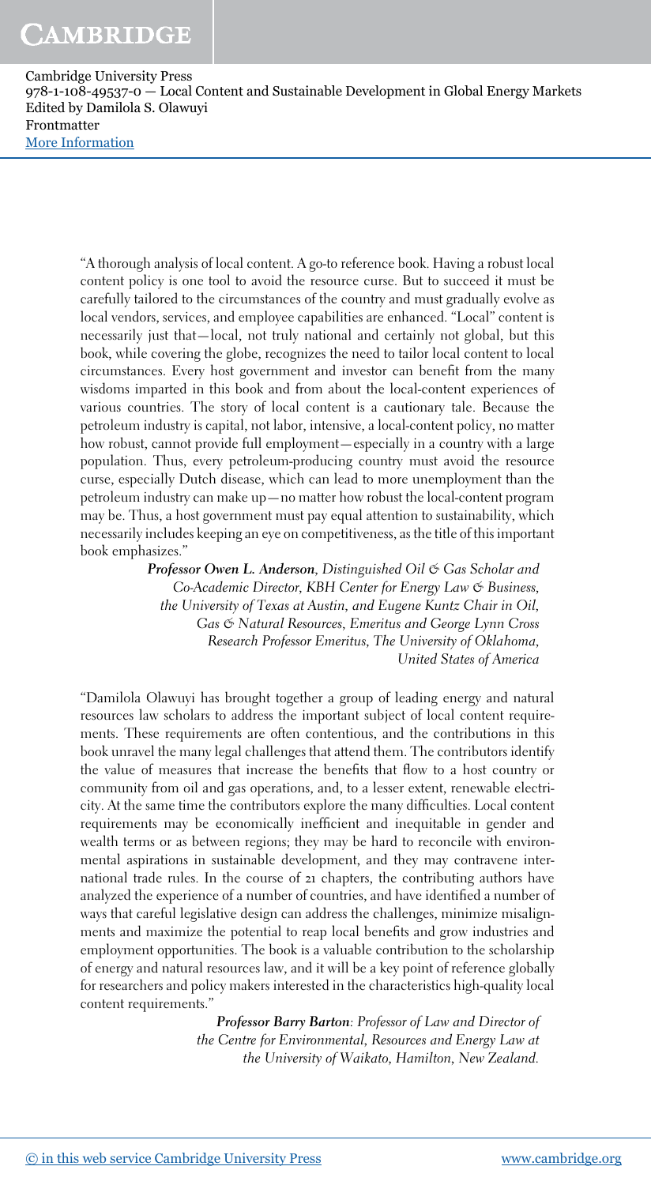"A thorough analysis of local content. A go-to reference book. Having a robust local content policy is one tool to avoid the resource curse. But to succeed it must be carefully tailored to the circumstances of the country and must gradually evolve as local vendors, services, and employee capabilities are enhanced. "Local" content is necessarily just that—local, not truly national and certainly not global, but this book, while covering the globe, recognizes the need to tailor local content to local circumstances. Every host government and investor can benefit from the many wisdoms imparted in this book and from about the local-content experiences of various countries. The story of local content is a cautionary tale. Because the petroleum industry is capital, not labor, intensive, a local-content policy, no matter how robust, cannot provide full employment—especially in a country with a large population. Thus, every petroleum-producing country must avoid the resource curse, especially Dutch disease, which can lead to more unemployment than the petroleum industry can make up—no matter how robust the local-content program may be. Thus, a host government must pay equal attention to sustainability, which necessarily includes keeping an eye on competitiveness, as the title of this important book emphasizes."

*__Professor Owen L. Anderson__, Distinguished Oil & Gas Scholar and Co-Academic Director, KBH Center for Energy Law & Business, the University of Texas at Austin, and Eugene Kuntz Chair in Oil, Gas & Natural Resources, Emeritus and George Lynn Cross Research Professor Emeritus, The University of Oklahoma, United States of America*

"Damilola Olawuyi has brought together a group of leading energy and natural resources law scholars to address the important subject of local content requirements. These requirements are often contentious, and the contributions in this book unravel the many legal challenges that attend them. The contributors identify the value of measures that increase the benefits that flow to a host country or community from oil and gas operations, and, to a lesser extent, renewable electricity. At the same time the contributors explore the many difficulties. Local content requirements may be economically inefficient and inequitable in gender and wealth terms or as between regions; they may be hard to reconcile with environmental aspirations in sustainable development, and they may contravene international trade rules. In the course of 21 chapters, the contributing authors have analyzed the experience of a number of countries, and have identified a number of ways that careful legislative design can address the challenges, minimize misalignments and maximize the potential to reap local benefits and grow industries and employment opportunities. The book is a valuable contribution to the scholarship of energy and natural resources law, and it will be a key point of reference globally for researchers and policy makers interested in the characteristics high-quality local content requirements."

*__Professor Barry Barton__: Professor of Law and Director of the Centre for Environmental, Resources and Energy Law at the University of Waikato, Hamilton, New Zealand.*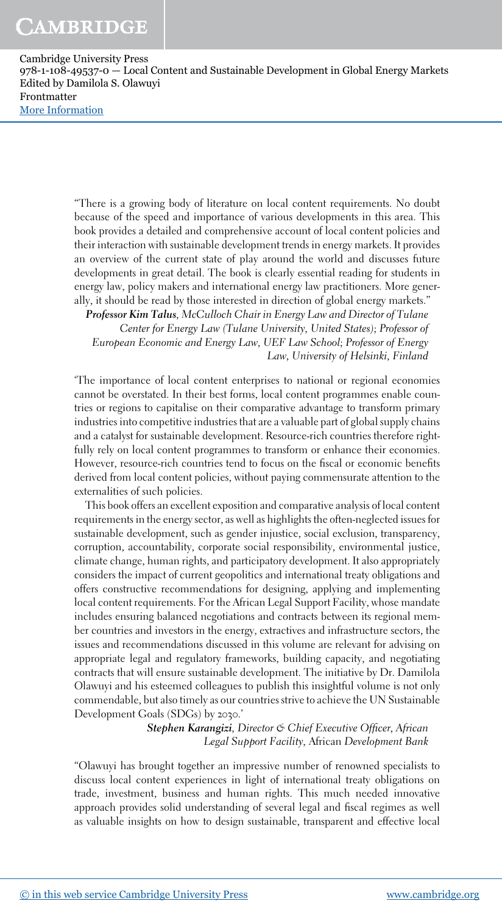"There is a growing body of literature on local content requirements. No doubt because of the speed and importance of various developments in this area. This book provides a detailed and comprehensive account of local content policies and their interaction with sustainable development trends in energy markets. It provides an overview of the current state of play around the world and discusses future developments in great detail. The book is clearly essential reading for students in energy law, policy makers and international energy law practitioners. More generally, it should be read by those interested in direction of global energy markets."

***Professor Kim Talus**, McCulloch Chair in Energy Law and Director of Tulane Center for Energy Law (Tulane University, United States); Professor of European Economic and Energy Law, UEF Law School; Professor of Energy Law, University of Helsinki, Finland*

'The importance of local content enterprises to national or regional economies cannot be overstated. In their best forms, local content programmes enable countries or regions to capitalise on their comparative advantage to transform primary industries into competitive industries that are a valuable part of global supply chains and a catalyst for sustainable development. Resource-rich countries therefore rightfully rely on local content programmes to transform or enhance their economies. However, resource-rich countries tend to focus on the fiscal or economic benefits derived from local content policies, without paying commensurate attention to the externalities of such policies.

This book offers an excellent exposition and comparative analysis of local content requirements in the energy sector, as well as highlights the often-neglected issues for sustainable development, such as gender injustice, social exclusion, transparency, corruption, accountability, corporate social responsibility, environmental justice, climate change, human rights, and participatory development. It also appropriately considers the impact of current geopolitics and international treaty obligations and offers constructive recommendations for designing, applying and implementing local content requirements. For the African Legal Support Facility, whose mandate includes ensuring balanced negotiations and contracts between its regional member countries and investors in the energy, extractives and infrastructure sectors, the issues and recommendations discussed in this volume are relevant for advising on appropriate legal and regulatory frameworks, building capacity, and negotiating contracts that will ensure sustainable development. The initiative by Dr. Damilola Olawuyi and his esteemed colleagues to publish this insightful volume is not only commendable, but also timely as our countries strive to achieve the UN Sustainable Development Goals (SDGs) by 2030.'

***Stephen Karangizi**, Director & Chief Executive Officer, African Legal Support Facility, African Development Bank*

"Olawuyi has brought together an impressive number of renowned specialists to discuss local content experiences in light of international treaty obligations on trade, investment, business and human rights. This much needed innovative approach provides solid understanding of several legal and fiscal regimes as well as valuable insights on how to design sustainable, transparent and effective local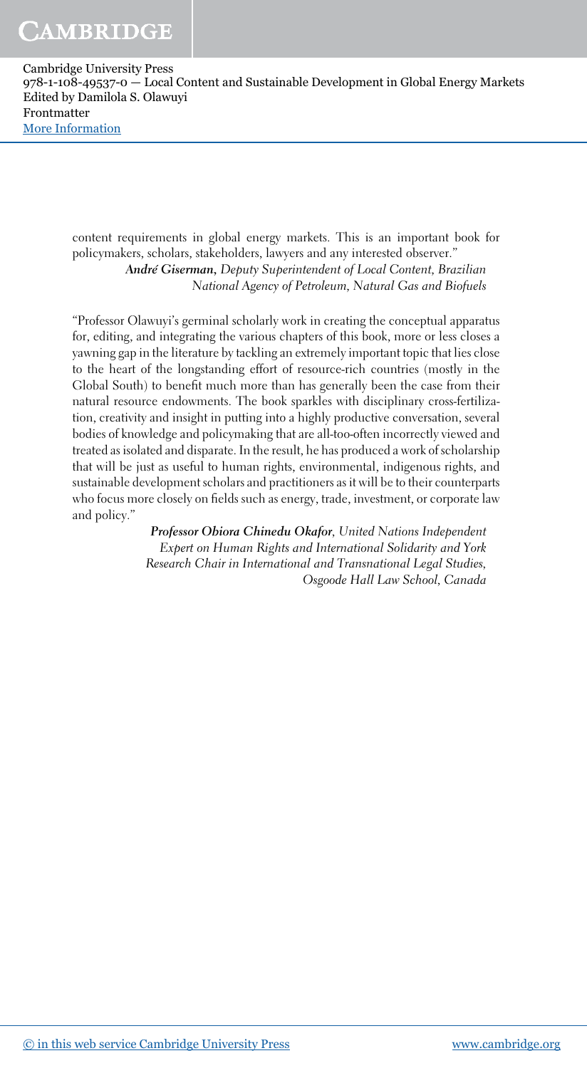content requirements in global energy markets. This is an important book for policymakers, scholars, stakeholders, lawyers and any interested observer."

***André Giserman**, Deputy Superintendent of Local Content, Brazilian National Agency of Petroleum, Natural Gas and Biofuels*

"Professor Olawuyi's germinal scholarly work in creating the conceptual apparatus for, editing, and integrating the various chapters of this book, more or less closes a yawning gap in the literature by tackling an extremely important topic that lies close to the heart of the longstanding effort of resource-rich countries (mostly in the Global South) to benefit much more than has generally been the case from their natural resource endowments. The book sparkles with disciplinary cross-fertilization, creativity and insight in putting into a highly productive conversation, several bodies of knowledge and policymaking that are all-too-often incorrectly viewed and treated as isolated and disparate. In the result, he has produced a work of scholarship that will be just as useful to human rights, environmental, indigenous rights, and sustainable development scholars and practitioners as it will be to their counterparts who focus more closely on fields such as energy, trade, investment, or corporate law and policy."

***Professor Obiora Chinedu Okafor**, United Nations Independent Expert on Human Rights and International Solidarity and York Research Chair in International and Transnational Legal Studies, Osgoode Hall Law School, Canada*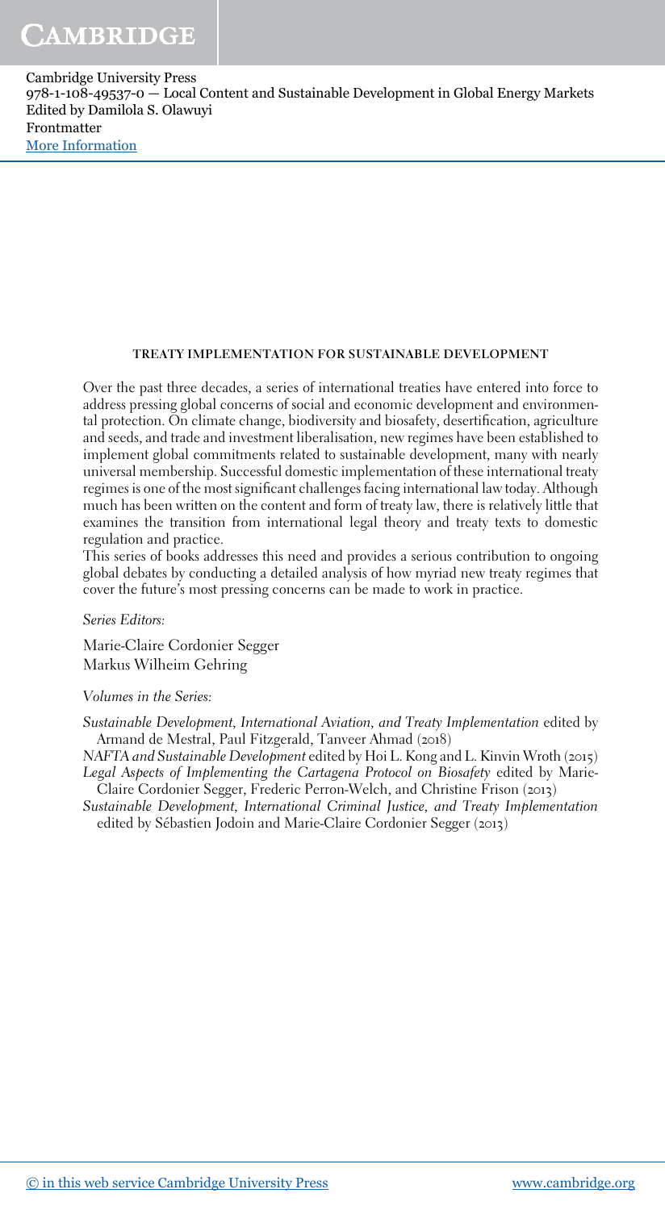## TREATY IMPLEMENTATION FOR SUSTAINABLE DEVELOPMENT

Over the past three decades, a series of international treaties have entered into force to address pressing global concerns of social and economic development and environmental protection. On climate change, biodiversity and biosafety, desertification, agriculture and seeds, and trade and investment liberalisation, new regimes have been established to implement global commitments related to sustainable development, many with nearly universal membership. Successful domestic implementation of these international treaty regimes is one of the most significant challenges facing international law today. Although much has been written on the content and form of treaty law, there is relatively little that examines the transition from international legal theory and treaty texts to domestic regulation and practice.

This series of books addresses this need and provides a serious contribution to ongoing global debates by conducting a detailed analysis of how myriad new treaty regimes that cover the future's most pressing concerns can be made to work in practice.

*Series Editors:*

Marie-Claire Cordonier Segger
Markus Wilheim Gehring

*Volumes in the Series:*

*Sustainable Development, International Aviation, and Treaty Implementation* edited by Armand de Mestral, Paul Fitzgerald, Tanveer Ahmad (2018)

*NAFTA and Sustainable Development* edited by Hoi L. Kong and L. Kinvin Wroth (2015)

*Legal Aspects of Implementing the Cartagena Protocol on Biosafety* edited by Marie-Claire Cordonier Segger, Frederic Perron-Welch, and Christine Frison (2013)

*Sustainable Development, International Criminal Justice, and Treaty Implementation* edited by Sébastien Jodoin and Marie-Claire Cordonier Segger (2013)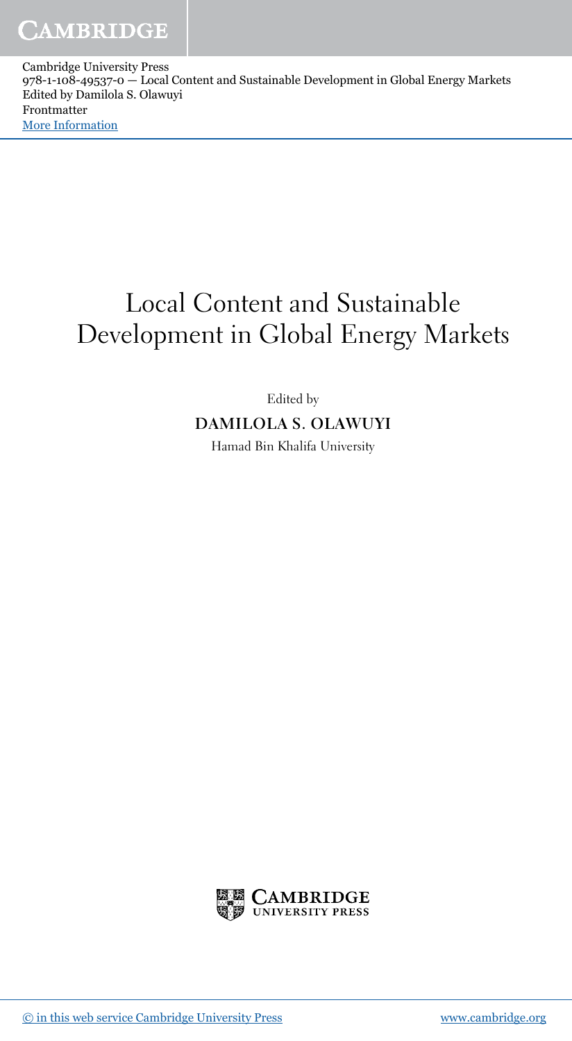# Local Content and Sustainable Development in Global Energy Markets

Edited by

**DAMILOLA S. OLAWUYI**

Hamad Bin Khalifa University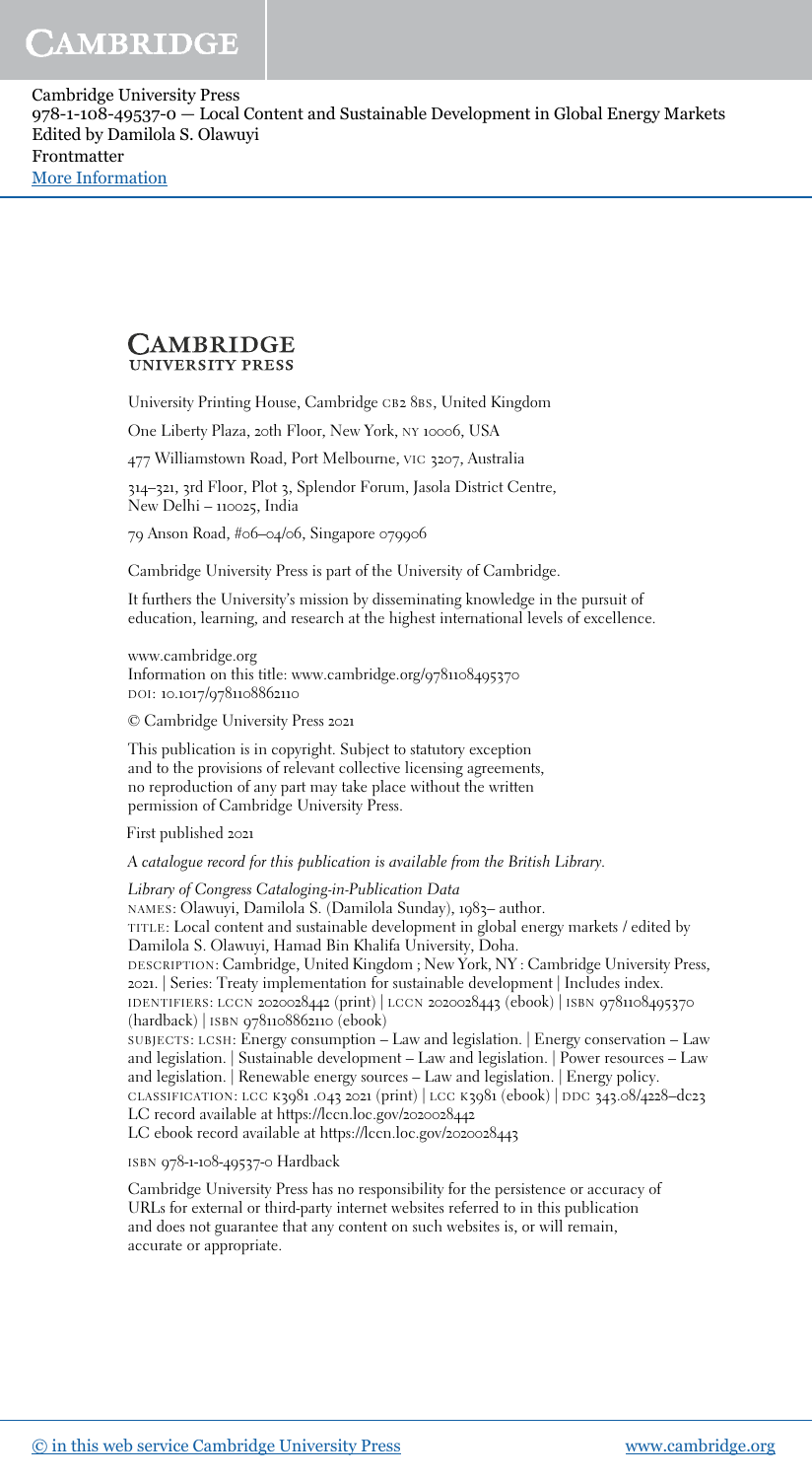**CAMBRIDGE**
UNIVERSITY PRESS

University Printing House, Cambridge CB2 8BS, United Kingdom

One Liberty Plaza, 20th Floor, New York, NY 10006, USA

477 Williamstown Road, Port Melbourne, VIC 3207, Australia

314–321, 3rd Floor, Plot 3, Splendor Forum, Jasola District Centre, New Delhi – 110025, India

79 Anson Road, #06–04/06, Singapore 079906

Cambridge University Press is part of the University of Cambridge.

It furthers the University's mission by disseminating knowledge in the pursuit of education, learning, and research at the highest international levels of excellence.

www.cambridge.org
Information on this title: www.cambridge.org/9781108495370
DOI: 10.1017/9781108862110

© Cambridge University Press 2021

This publication is in copyright. Subject to statutory exception and to the provisions of relevant collective licensing agreements, no reproduction of any part may take place without the written permission of Cambridge University Press.

First published 2021

*A catalogue record for this publication is available from the British Library.*

*Library of Congress Cataloging-in-Publication Data*
NAMES: Olawuyi, Damilola S. (Damilola Sunday), 1983– author.
TITLE: Local content and sustainable development in global energy markets / edited by Damilola S. Olawuyi, Hamad Bin Khalifa University, Doha.
DESCRIPTION: Cambridge, United Kingdom ; New York, NY : Cambridge University Press, 2021. | Series: Treaty implementation for sustainable development | Includes index.
IDENTIFIERS: LCCN 2020028442 (print) | LCCN 2020028443 (ebook) | ISBN 9781108495370 (hardback) | ISBN 9781108862110 (ebook)
SUBJECTS: LCSH: Energy consumption – Law and legislation. | Energy conservation – Law and legislation. | Sustainable development – Law and legislation. | Power resources – Law and legislation. | Renewable energy sources – Law and legislation. | Energy policy.
CLASSIFICATION: LCC K3981 .O43 2021 (print) | LCC K3981 (ebook) | DDC 343.08/4228–dc23
LC record available at https://lccn.loc.gov/2020028442
LC ebook record available at https://lccn.loc.gov/2020028443

ISBN 978-1-108-49537-0 Hardback

Cambridge University Press has no responsibility for the persistence or accuracy of URLs for external or third-party internet websites referred to in this publication and does not guarantee that any content on such websites is, or will remain, accurate or appropriate.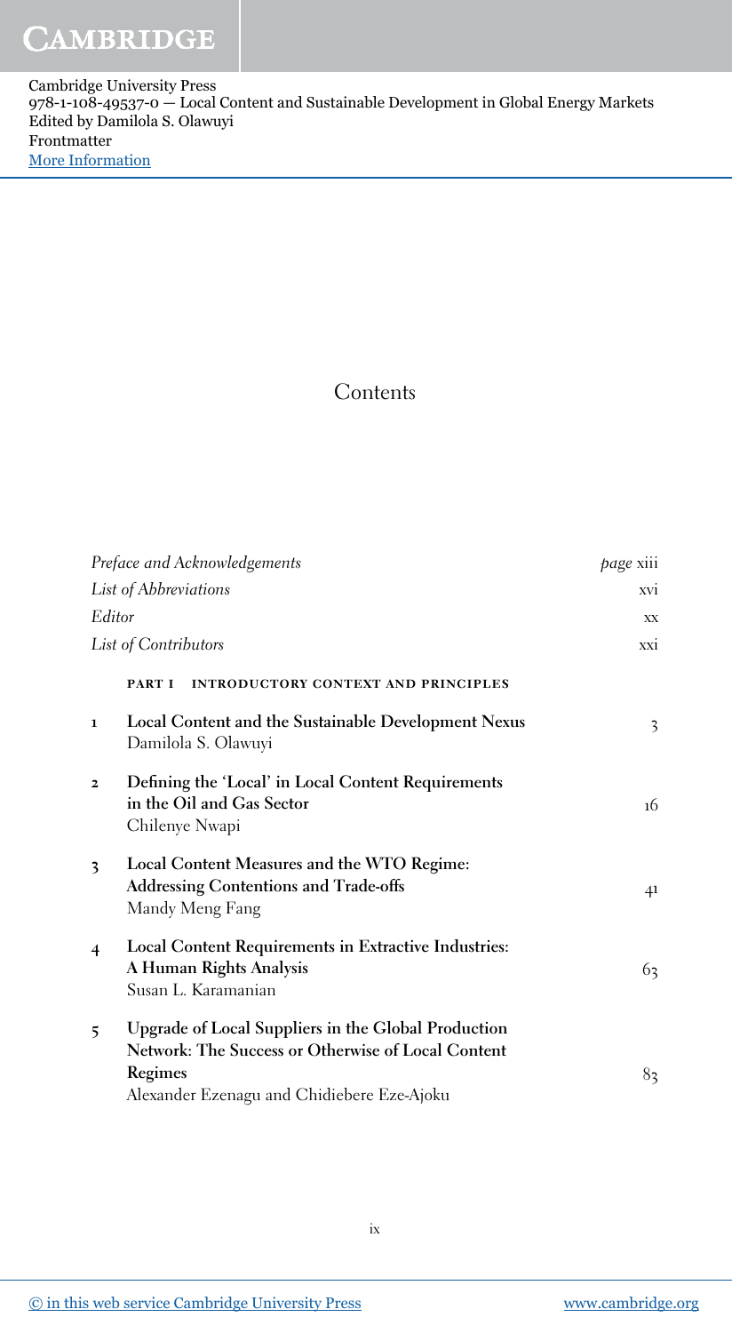# Contents

| | | |
|---|---|---|
| *Preface and Acknowledgements* | | *page* xiii |
| *List of Abbreviations* | | xvi |
| *Editor* | | xx |
| *List of Contributors* | | xxi |

## PART I INTRODUCTORY CONTEXT AND PRINCIPLES

| | | |
|---|---|---|
| 1 | **Local Content and the Sustainable Development Nexus**<br>Damilola S. Olawuyi | 3 |
| 2 | **Defining the 'Local' in Local Content Requirements in the Oil and Gas Sector**<br>Chilenye Nwapi | 16 |
| 3 | **Local Content Measures and the WTO Regime: Addressing Contentions and Trade-offs**<br>Mandy Meng Fang | 41 |
| 4 | **Local Content Requirements in Extractive Industries: A Human Rights Analysis**<br>Susan L. Karamanian | 63 |
| 5 | **Upgrade of Local Suppliers in the Global Production Network: The Success or Otherwise of Local Content Regimes**<br>Alexander Ezenagu and Chidiebere Eze-Ajoku | 83 |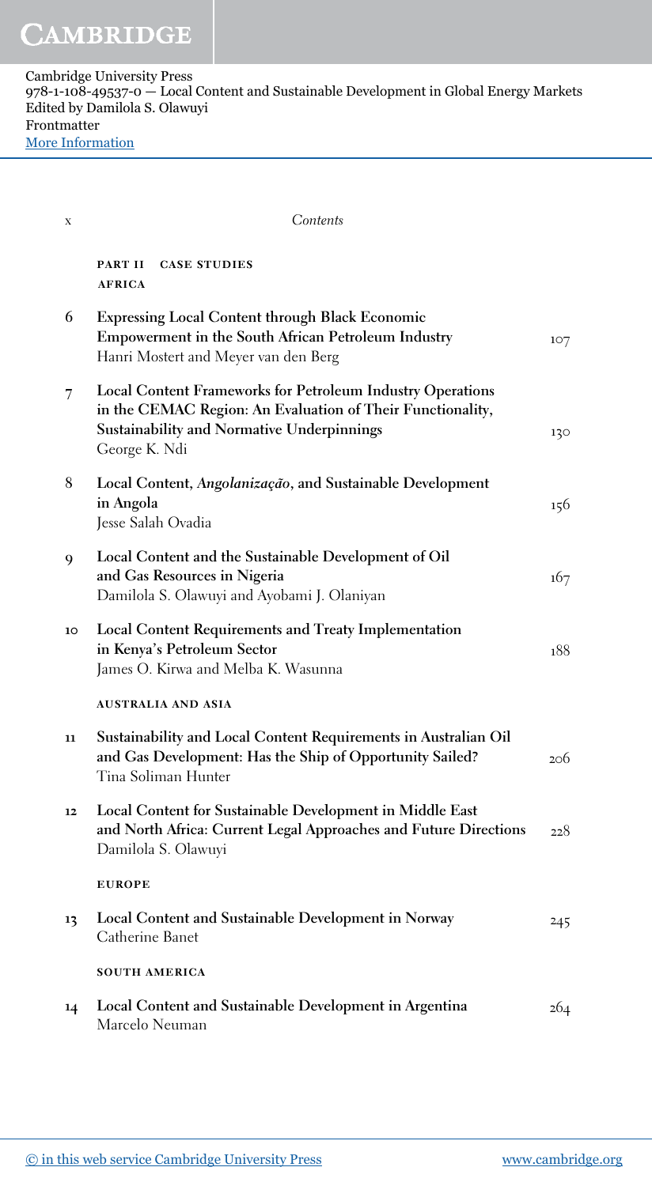## Part II Case Studies

### Africa

| | | |
|---|---|---|
| 6 | **Expressing Local Content through Black Economic Empowerment in the South African Petroleum Industry**<br>Hanri Mostert and Meyer van den Berg | 107 |
| 7 | **Local Content Frameworks for Petroleum Industry Operations in the CEMAC Region: An Evaluation of Their Functionality, Sustainability and Normative Underpinnings**<br>George K. Ndi | 130 |
| 8 | **Local Content, *Angolanização*, and Sustainable Development in Angola**<br>Jesse Salah Ovadia | 156 |
| 9 | **Local Content and the Sustainable Development of Oil and Gas Resources in Nigeria**<br>Damilola S. Olawuyi and Ayobami J. Olaniyan | 167 |
| 10 | **Local Content Requirements and Treaty Implementation in Kenya's Petroleum Sector**<br>James O. Kirwa and Melba K. Wasunna | 188 |

### Australia and Asia

| | | |
|---|---|---|
| 11 | **Sustainability and Local Content Requirements in Australian Oil and Gas Development: Has the Ship of Opportunity Sailed?**<br>Tina Soliman Hunter | 206 |
| 12 | **Local Content for Sustainable Development in Middle East and North Africa: Current Legal Approaches and Future Directions**<br>Damilola S. Olawuyi | 228 |

### Europe

| | | |
|---|---|---|
| 13 | **Local Content and Sustainable Development in Norway**<br>Catherine Banet | 245 |

### South America

| | | |
|---|---|---|
| 14 | **Local Content and Sustainable Development in Argentina**<br>Marcelo Neuman | 264 |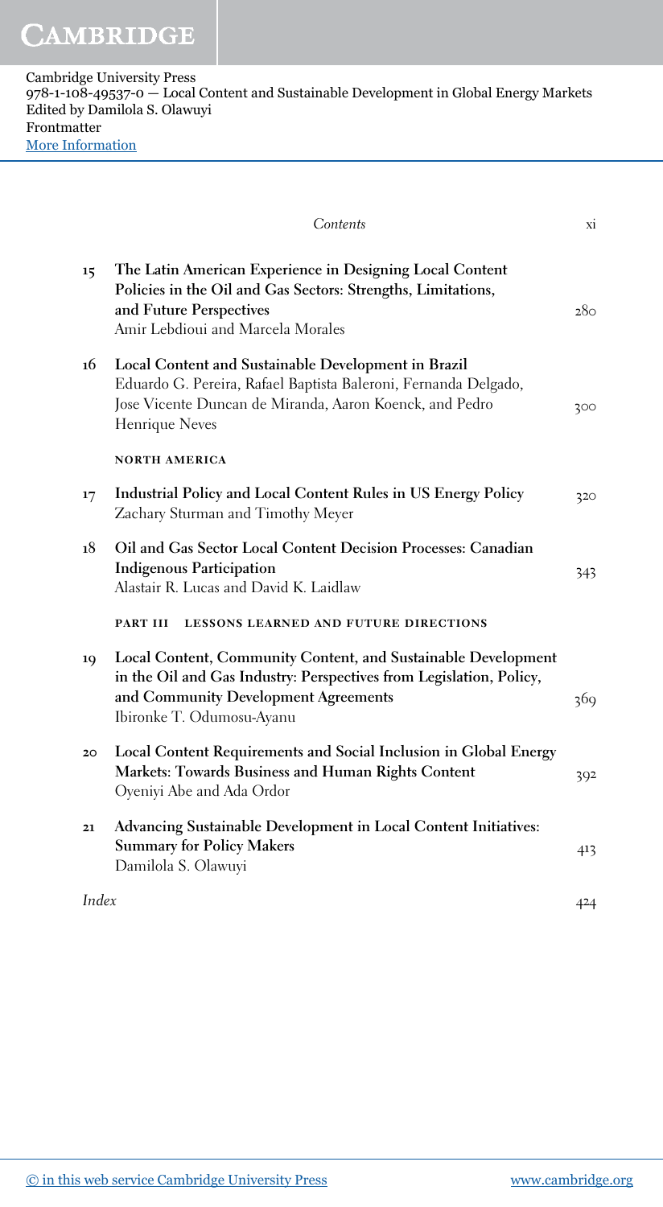| | | |
|---|---|---|
| 15 | **The Latin American Experience in Designing Local Content Policies in the Oil and Gas Sectors: Strengths, Limitations, and Future Perspectives**<br>Amir Lebdioui and Marcela Morales | 280 |
| 16 | **Local Content and Sustainable Development in Brazil**<br>Eduardo G. Pereira, Rafael Baptista Baleroni, Fernanda Delgado, Jose Vicente Duncan de Miranda, Aaron Koenck, and Pedro Henrique Neves | 300 |
| | **NORTH AMERICA** | |
| 17 | **Industrial Policy and Local Content Rules in US Energy Policy**<br>Zachary Sturman and Timothy Meyer | 320 |
| 18 | **Oil and Gas Sector Local Content Decision Processes: Canadian Indigenous Participation**<br>Alastair R. Lucas and David K. Laidlaw | 343 |
| | **PART III LESSONS LEARNED AND FUTURE DIRECTIONS** | |
| 19 | **Local Content, Community Content, and Sustainable Development in the Oil and Gas Industry: Perspectives from Legislation, Policy, and Community Development Agreements**<br>Ibironke T. Odumosu-Ayanu | 369 |
| 20 | **Local Content Requirements and Social Inclusion in Global Energy Markets: Towards Business and Human Rights Content**<br>Oyeniyi Abe and Ada Ordor | 392 |
| 21 | **Advancing Sustainable Development in Local Content Initiatives: Summary for Policy Makers**<br>Damilola S. Olawuyi | 413 |
| *Index* | | 424 |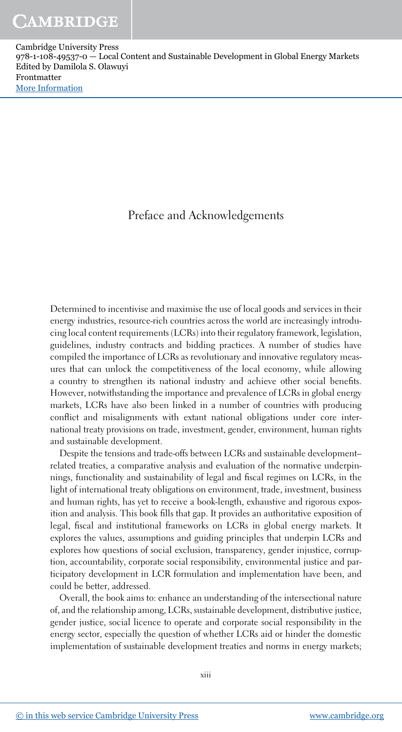# Preface and Acknowledgements

Determined to incentivise and maximise the use of local goods and services in their energy industries, resource-rich countries across the world are increasingly introducing local content requirements (LCRs) into their regulatory framework, legislation, guidelines, industry contracts and bidding practices. A number of studies have compiled the importance of LCRs as revolutionary and innovative regulatory measures that can unlock the competitiveness of the local economy, while allowing a country to strengthen its national industry and achieve other social benefits. However, notwithstanding the importance and prevalence of LCRs in global energy markets, LCRs have also been linked in a number of countries with producing conflict and misalignments with extant national obligations under core international treaty provisions on trade, investment, gender, environment, human rights and sustainable development.

Despite the tensions and trade-offs between LCRs and sustainable development–related treaties, a comparative analysis and evaluation of the normative underpinnings, functionality and sustainability of legal and fiscal regimes on LCRs, in the light of international treaty obligations on environment, trade, investment, business and human rights, has yet to receive a book-length, exhaustive and rigorous exposition and analysis. This book fills that gap. It provides an authoritative exposition of legal, fiscal and institutional frameworks on LCRs in global energy markets. It explores the values, assumptions and guiding principles that underpin LCRs and explores how questions of social exclusion, transparency, gender injustice, corruption, accountability, corporate social responsibility, environmental justice and participatory development in LCR formulation and implementation have been, and could be better, addressed.

Overall, the book aims to: enhance an understanding of the intersectional nature of, and the relationship among, LCRs, sustainable development, distributive justice, gender justice, social licence to operate and corporate social responsibility in the energy sector, especially the question of whether LCRs aid or hinder the domestic implementation of sustainable development treaties and norms in energy markets;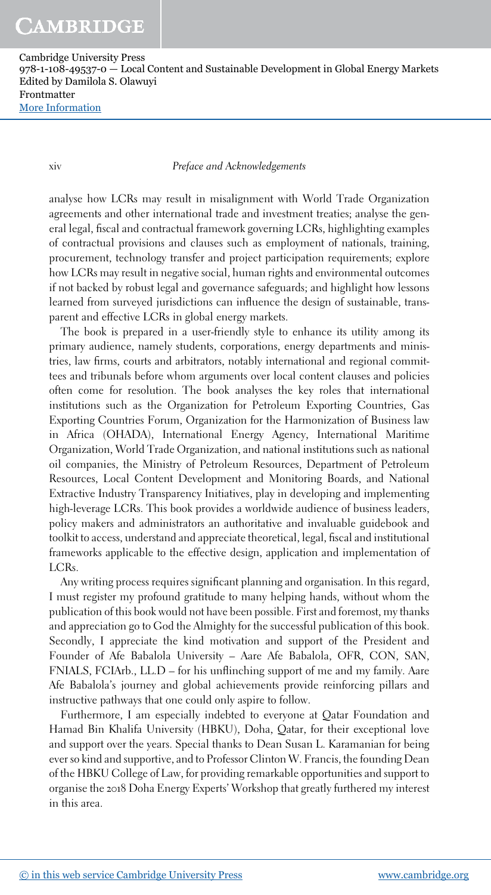analyse how LCRs may result in misalignment with World Trade Organization agreements and other international trade and investment treaties; analyse the general legal, fiscal and contractual framework governing LCRs, highlighting examples of contractual provisions and clauses such as employment of nationals, training, procurement, technology transfer and project participation requirements; explore how LCRs may result in negative social, human rights and environmental outcomes if not backed by robust legal and governance safeguards; and highlight how lessons learned from surveyed jurisdictions can influence the design of sustainable, transparent and effective LCRs in global energy markets.

The book is prepared in a user-friendly style to enhance its utility among its primary audience, namely students, corporations, energy departments and ministries, law firms, courts and arbitrators, notably international and regional committees and tribunals before whom arguments over local content clauses and policies often come for resolution. The book analyses the key roles that international institutions such as the Organization for Petroleum Exporting Countries, Gas Exporting Countries Forum, Organization for the Harmonization of Business law in Africa (OHADA), International Energy Agency, International Maritime Organization, World Trade Organization, and national institutions such as national oil companies, the Ministry of Petroleum Resources, Department of Petroleum Resources, Local Content Development and Monitoring Boards, and National Extractive Industry Transparency Initiatives, play in developing and implementing high-leverage LCRs. This book provides a worldwide audience of business leaders, policy makers and administrators an authoritative and invaluable guidebook and toolkit to access, understand and appreciate theoretical, legal, fiscal and institutional frameworks applicable to the effective design, application and implementation of LCRs.

Any writing process requires significant planning and organisation. In this regard, I must register my profound gratitude to many helping hands, without whom the publication of this book would not have been possible. First and foremost, my thanks and appreciation go to God the Almighty for the successful publication of this book. Secondly, I appreciate the kind motivation and support of the President and Founder of Afe Babalola University – Aare Afe Babalola, OFR, CON, SAN, FNIALS, FCIArb., LL.D – for his unflinching support of me and my family. Aare Afe Babalola's journey and global achievements provide reinforcing pillars and instructive pathways that one could only aspire to follow.

Furthermore, I am especially indebted to everyone at Qatar Foundation and Hamad Bin Khalifa University (HBKU), Doha, Qatar, for their exceptional love and support over the years. Special thanks to Dean Susan L. Karamanian for being ever so kind and supportive, and to Professor Clinton W. Francis, the founding Dean of the HBKU College of Law, for providing remarkable opportunities and support to organise the 2018 Doha Energy Experts' Workshop that greatly furthered my interest in this area.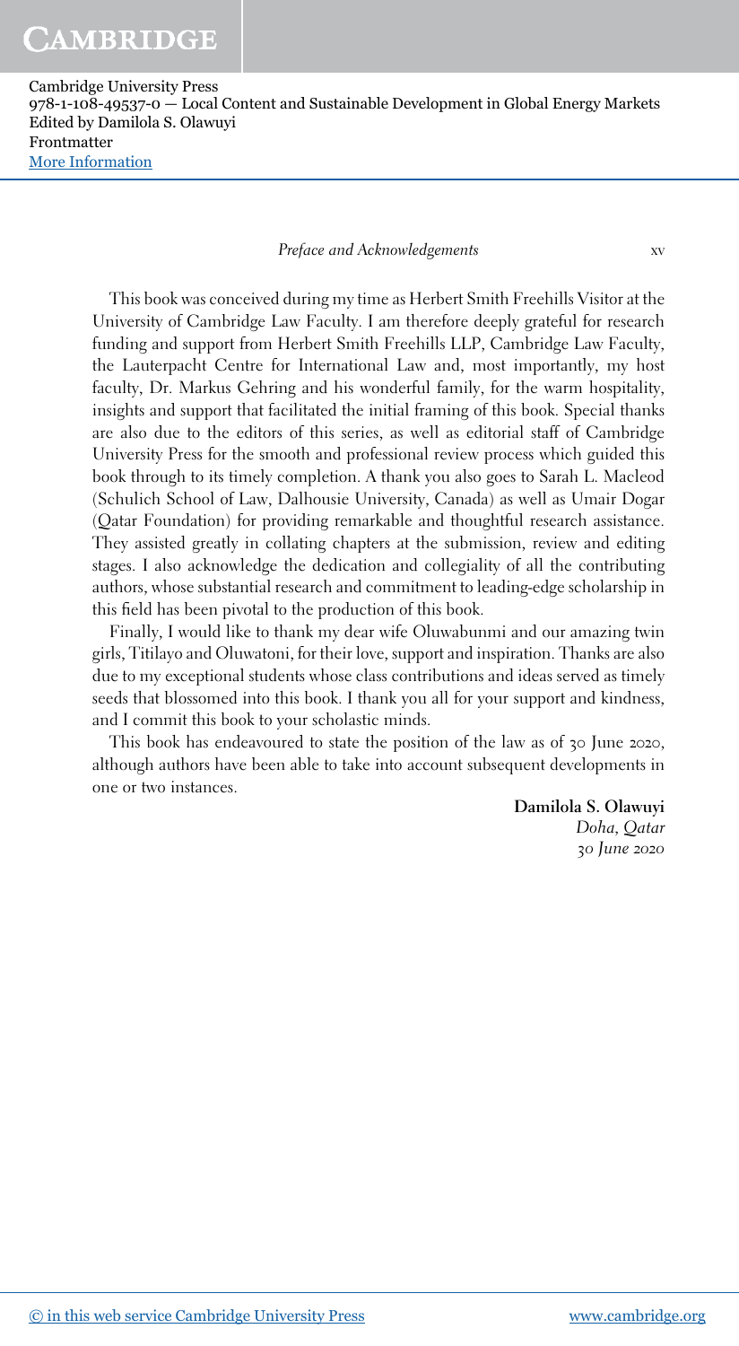This book was conceived during my time as Herbert Smith Freehills Visitor at the University of Cambridge Law Faculty. I am therefore deeply grateful for research funding and support from Herbert Smith Freehills LLP, Cambridge Law Faculty, the Lauterpacht Centre for International Law and, most importantly, my host faculty, Dr. Markus Gehring and his wonderful family, for the warm hospitality, insights and support that facilitated the initial framing of this book. Special thanks are also due to the editors of this series, as well as editorial staff of Cambridge University Press for the smooth and professional review process which guided this book through to its timely completion. A thank you also goes to Sarah L. Macleod (Schulich School of Law, Dalhousie University, Canada) as well as Umair Dogar (Qatar Foundation) for providing remarkable and thoughtful research assistance. They assisted greatly in collating chapters at the submission, review and editing stages. I also acknowledge the dedication and collegiality of all the contributing authors, whose substantial research and commitment to leading-edge scholarship in this field has been pivotal to the production of this book.

Finally, I would like to thank my dear wife Oluwabunmi and our amazing twin girls, Titilayo and Oluwatoni, for their love, support and inspiration. Thanks are also due to my exceptional students whose class contributions and ideas served as timely seeds that blossomed into this book. I thank you all for your support and kindness, and I commit this book to your scholastic minds.

This book has endeavoured to state the position of the law as of 30 June 2020, although authors have been able to take into account subsequent developments in one or two instances.

**Damilola S. Olawuyi**
*Doha, Qatar*
*30 June 2020*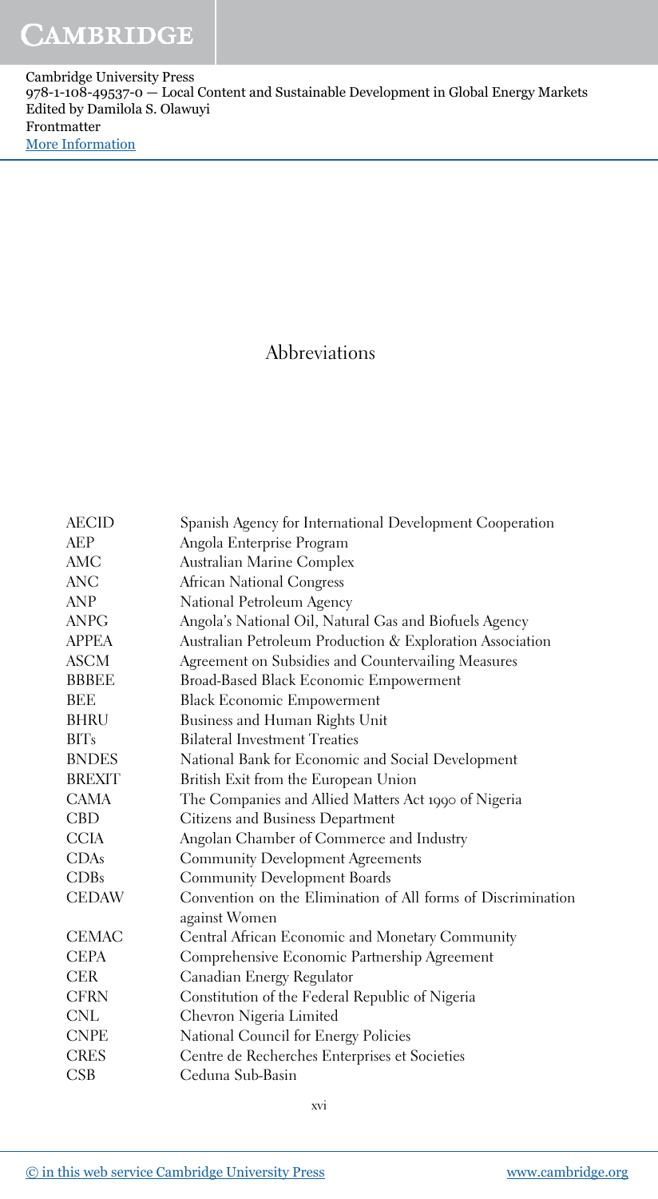## Abbreviations

| | |
|---|---|
| AECID | Spanish Agency for International Development Cooperation |
| AEP | Angola Enterprise Program |
| AMC | Australian Marine Complex |
| ANC | African National Congress |
| ANP | National Petroleum Agency |
| ANPG | Angola's National Oil, Natural Gas and Biofuels Agency |
| APPEA | Australian Petroleum Production & Exploration Association |
| ASCM | Agreement on Subsidies and Countervailing Measures |
| BBBEE | Broad-Based Black Economic Empowerment |
| BEE | Black Economic Empowerment |
| BHRU | Business and Human Rights Unit |
| BITs | Bilateral Investment Treaties |
| BNDES | National Bank for Economic and Social Development |
| BREXIT | British Exit from the European Union |
| CAMA | The Companies and Allied Matters Act 1990 of Nigeria |
| CBD | Citizens and Business Department |
| CCIA | Angolan Chamber of Commerce and Industry |
| CDAs | Community Development Agreements |
| CDBs | Community Development Boards |
| CEDAW | Convention on the Elimination of All forms of Discrimination against Women |
| CEMAC | Central African Economic and Monetary Community |
| CEPA | Comprehensive Economic Partnership Agreement |
| CER | Canadian Energy Regulator |
| CFRN | Constitution of the Federal Republic of Nigeria |
| CNL | Chevron Nigeria Limited |
| CNPE | National Council for Energy Policies |
| CRES | Centre de Recherches Enterprises et Societies |
| CSB | Ceduna Sub-Basin |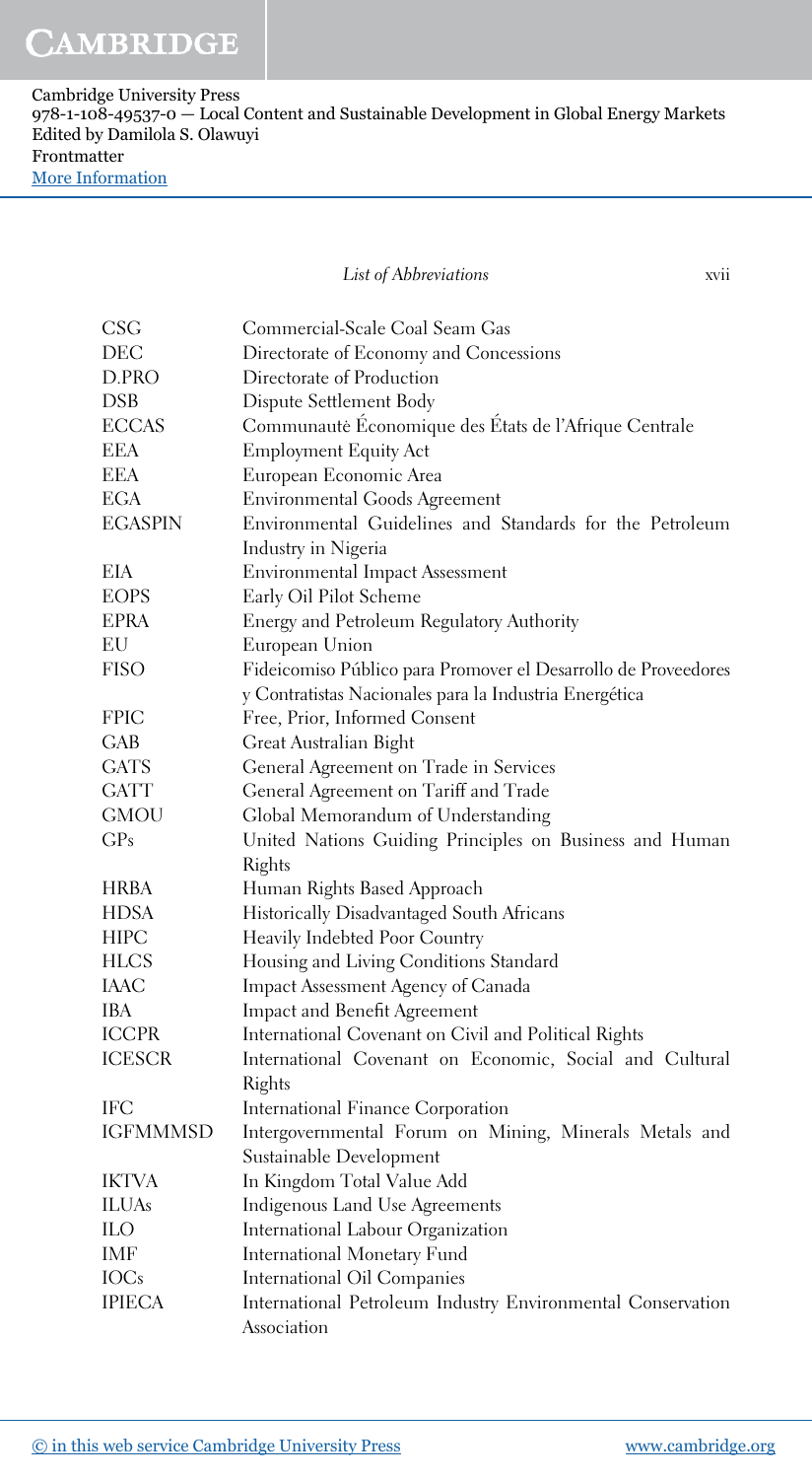| | |
|---|---|
| CSG | Commercial-Scale Coal Seam Gas |
| DEC | Directorate of Economy and Concessions |
| D.PRO | Directorate of Production |
| DSB | Dispute Settlement Body |
| ECCAS | Communautè Économique des États de l'Afrique Centrale |
| EEA | Employment Equity Act |
| EEA | European Economic Area |
| EGA | Environmental Goods Agreement |
| EGASPIN | Environmental Guidelines and Standards for the Petroleum Industry in Nigeria |
| EIA | Environmental Impact Assessment |
| EOPS | Early Oil Pilot Scheme |
| EPRA | Energy and Petroleum Regulatory Authority |
| EU | European Union |
| FISO | Fideicomiso Público para Promover el Desarrollo de Proveedores y Contratistas Nacionales para la Industria Energética |
| FPIC | Free, Prior, Informed Consent |
| GAB | Great Australian Bight |
| GATS | General Agreement on Trade in Services |
| GATT | General Agreement on Tariff and Trade |
| GMOU | Global Memorandum of Understanding |
| GPs | United Nations Guiding Principles on Business and Human Rights |
| HRBA | Human Rights Based Approach |
| HDSA | Historically Disadvantaged South Africans |
| HIPC | Heavily Indebted Poor Country |
| HLCS | Housing and Living Conditions Standard |
| IAAC | Impact Assessment Agency of Canada |
| IBA | Impact and Benefit Agreement |
| ICCPR | International Covenant on Civil and Political Rights |
| ICESCR | International Covenant on Economic, Social and Cultural Rights |
| IFC | International Finance Corporation |
| IGFMMMSD | Intergovernmental Forum on Mining, Minerals Metals and Sustainable Development |
| IKTVA | In Kingdom Total Value Add |
| ILUAs | Indigenous Land Use Agreements |
| ILO | International Labour Organization |
| IMF | International Monetary Fund |
| IOCs | International Oil Companies |
| IPIECA | International Petroleum Industry Environmental Conservation Association |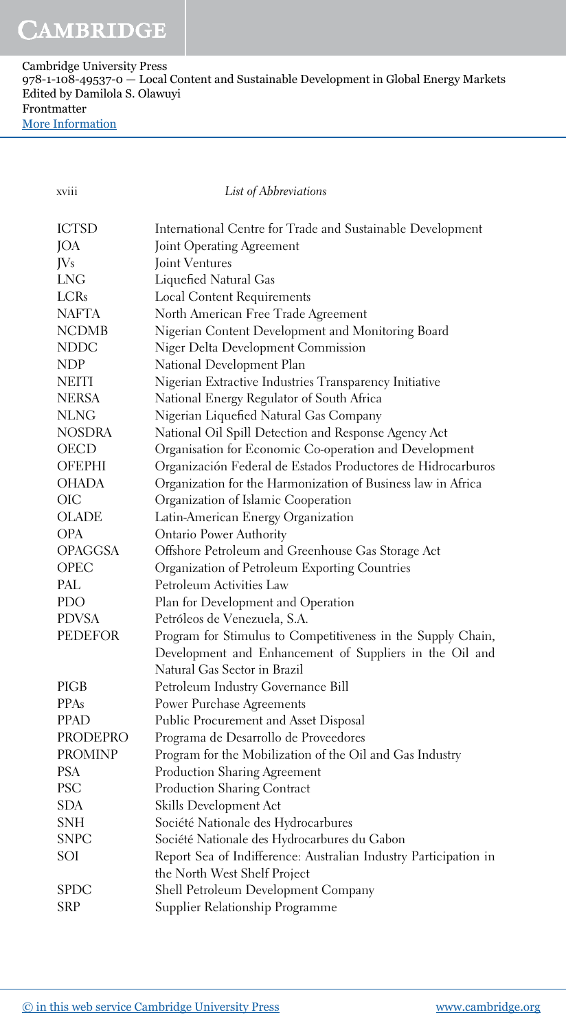| | |
|---|---|
| ICTSD | International Centre for Trade and Sustainable Development |
| JOA | Joint Operating Agreement |
| JVs | Joint Ventures |
| LNG | Liquefied Natural Gas |
| LCRs | Local Content Requirements |
| NAFTA | North American Free Trade Agreement |
| NCDMB | Nigerian Content Development and Monitoring Board |
| NDDC | Niger Delta Development Commission |
| NDP | National Development Plan |
| NEITI | Nigerian Extractive Industries Transparency Initiative |
| NERSA | National Energy Regulator of South Africa |
| NLNG | Nigerian Liquefied Natural Gas Company |
| NOSDRA | National Oil Spill Detection and Response Agency Act |
| OECD | Organisation for Economic Co-operation and Development |
| OFEPHI | Organización Federal de Estados Productores de Hidrocarburos |
| OHADA | Organization for the Harmonization of Business law in Africa |
| OIC | Organization of Islamic Cooperation |
| OLADE | Latin-American Energy Organization |
| OPA | Ontario Power Authority |
| OPAGGSA | Offshore Petroleum and Greenhouse Gas Storage Act |
| OPEC | Organization of Petroleum Exporting Countries |
| PAL | Petroleum Activities Law |
| PDO | Plan for Development and Operation |
| PDVSA | Petróleos de Venezuela, S.A. |
| PEDEFOR | Program for Stimulus to Competitiveness in the Supply Chain, Development and Enhancement of Suppliers in the Oil and Natural Gas Sector in Brazil |
| PIGB | Petroleum Industry Governance Bill |
| PPAs | Power Purchase Agreements |
| PPAD | Public Procurement and Asset Disposal |
| PRODEPRO | Programa de Desarrollo de Proveedores |
| PROMINP | Program for the Mobilization of the Oil and Gas Industry |
| PSA | Production Sharing Agreement |
| PSC | Production Sharing Contract |
| SDA | Skills Development Act |
| SNH | Société Nationale des Hydrocarbures |
| SNPC | Société Nationale des Hydrocarbures du Gabon |
| SOI | Report Sea of Indifference: Australian Industry Participation in the North West Shelf Project |
| SPDC | Shell Petroleum Development Company |
| SRP | Supplier Relationship Programme |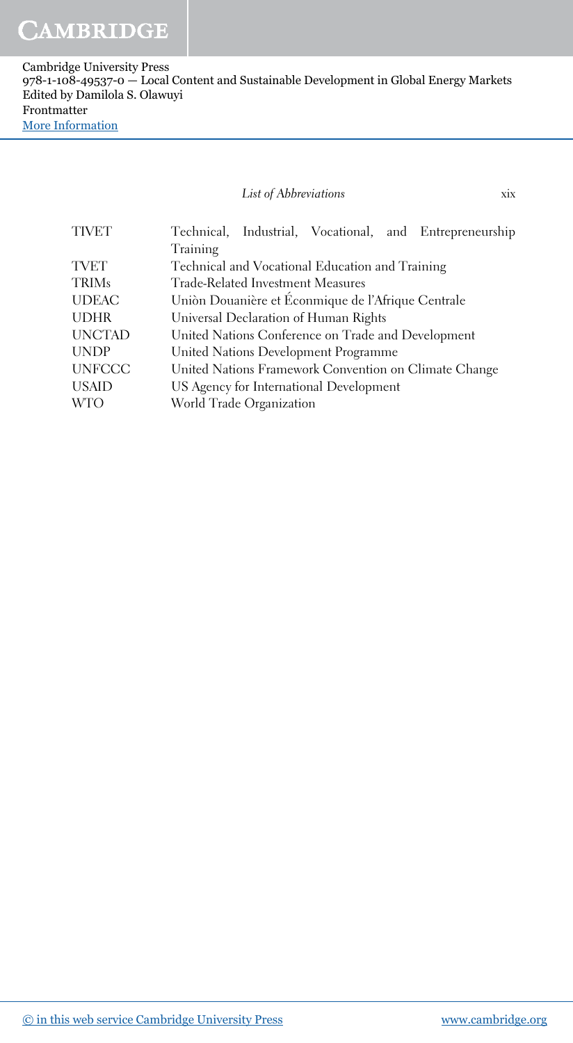| | |
|---|---|
| TIVET | Technical, Industrial, Vocational, and Entrepreneurship Training |
| TVET | Technical and Vocational Education and Training |
| TRIMs | Trade-Related Investment Measures |
| UDEAC | Uniòn Douanière et Éconmique de l'Afrique Centrale |
| UDHR | Universal Declaration of Human Rights |
| UNCTAD | United Nations Conference on Trade and Development |
| UNDP | United Nations Development Programme |
| UNFCCC | United Nations Framework Convention on Climate Change |
| USAID | US Agency for International Development |
| WTO | World Trade Organization |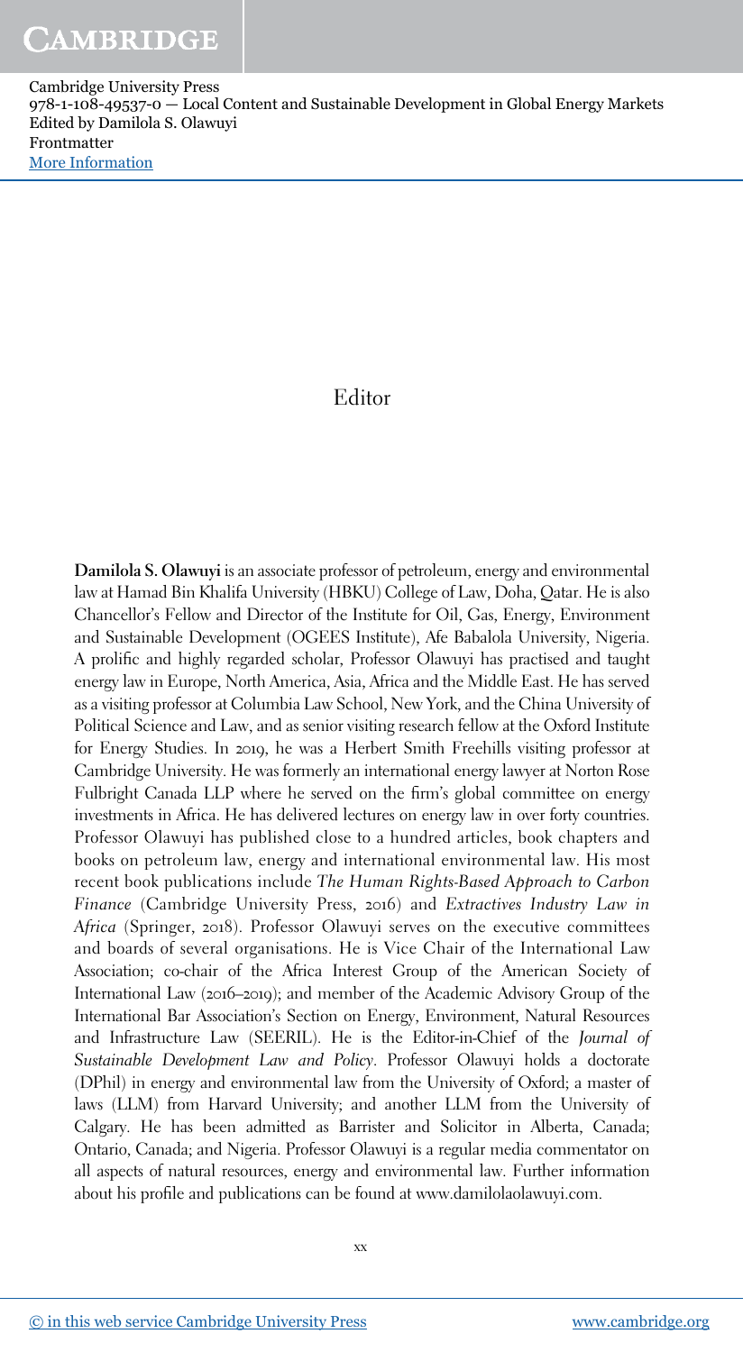# Editor

**Damilola S. Olawuyi** is an associate professor of petroleum, energy and environmental law at Hamad Bin Khalifa University (HBKU) College of Law, Doha, Qatar. He is also Chancellor's Fellow and Director of the Institute for Oil, Gas, Energy, Environment and Sustainable Development (OGEES Institute), Afe Babalola University, Nigeria. A prolific and highly regarded scholar, Professor Olawuyi has practised and taught energy law in Europe, North America, Asia, Africa and the Middle East. He has served as a visiting professor at Columbia Law School, New York, and the China University of Political Science and Law, and as senior visiting research fellow at the Oxford Institute for Energy Studies. In 2019, he was a Herbert Smith Freehills visiting professor at Cambridge University. He was formerly an international energy lawyer at Norton Rose Fulbright Canada LLP where he served on the firm's global committee on energy investments in Africa. He has delivered lectures on energy law in over forty countries. Professor Olawuyi has published close to a hundred articles, book chapters and books on petroleum law, energy and international environmental law. His most recent book publications include *The Human Rights-Based Approach to Carbon Finance* (Cambridge University Press, 2016) and *Extractives Industry Law in Africa* (Springer, 2018). Professor Olawuyi serves on the executive committees and boards of several organisations. He is Vice Chair of the International Law Association; co-chair of the Africa Interest Group of the American Society of International Law (2016–2019); and member of the Academic Advisory Group of the International Bar Association's Section on Energy, Environment, Natural Resources and Infrastructure Law (SEERIL). He is the Editor-in-Chief of the *Journal of Sustainable Development Law and Policy*. Professor Olawuyi holds a doctorate (DPhil) in energy and environmental law from the University of Oxford; a master of laws (LLM) from Harvard University; and another LLM from the University of Calgary. He has been admitted as Barrister and Solicitor in Alberta, Canada; Ontario, Canada; and Nigeria. Professor Olawuyi is a regular media commentator on all aspects of natural resources, energy and environmental law. Further information about his profile and publications can be found at www.damilolaolawuyi.com.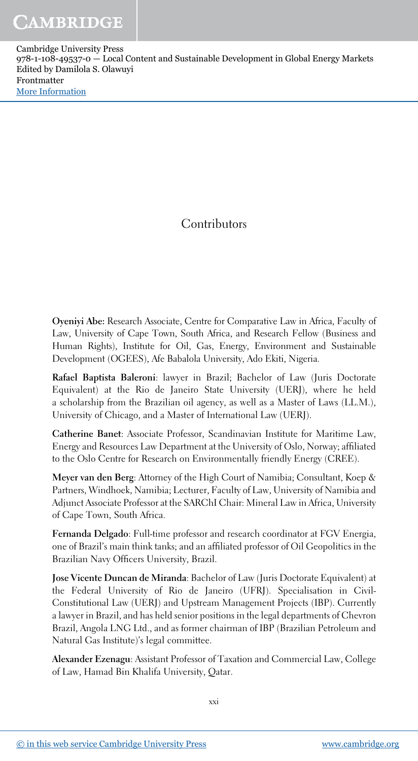# Contributors

**Oyeniyi Abe:** Research Associate, Centre for Comparative Law in Africa, Faculty of Law, University of Cape Town, South Africa, and Research Fellow (Business and Human Rights), Institute for Oil, Gas, Energy, Environment and Sustainable Development (OGEES), Afe Babalola University, Ado Ekiti, Nigeria.

**Rafael Baptista Baleroni**: lawyer in Brazil; Bachelor of Law (Juris Doctorate Equivalent) at the Rio de Janeiro State University (UERJ), where he held a scholarship from the Brazilian oil agency, as well as a Master of Laws (LL.M.), University of Chicago, and a Master of International Law (UERJ).

**Catherine Banet**: Associate Professor, Scandinavian Institute for Maritime Law, Energy and Resources Law Department at the University of Oslo, Norway; affiliated to the Oslo Centre for Research on Environmentally friendly Energy (CREE).

**Meyer van den Berg**: Attorney of the High Court of Namibia; Consultant, Koep & Partners, Windhoek, Namibia; Lecturer, Faculty of Law, University of Namibia and Adjunct Associate Professor at the SARChI Chair: Mineral Law in Africa, University of Cape Town, South Africa.

**Fernanda Delgado**: Full-time professor and research coordinator at FGV Energia, one of Brazil's main think tanks; and an affiliated professor of Oil Geopolitics in the Brazilian Navy Officers University, Brazil.

**Jose Vicente Duncan de Miranda**: Bachelor of Law (Juris Doctorate Equivalent) at the Federal University of Rio de Janeiro (UFRJ). Specialisation in Civil-Constitutional Law (UERJ) and Upstream Management Projects (IBP). Currently a lawyer in Brazil, and has held senior positions in the legal departments of Chevron Brazil, Angola LNG Ltd., and as former chairman of IBP (Brazilian Petroleum and Natural Gas Institute)'s legal committee.

**Alexander Ezenagu**: Assistant Professor of Taxation and Commercial Law, College of Law, Hamad Bin Khalifa University, Qatar.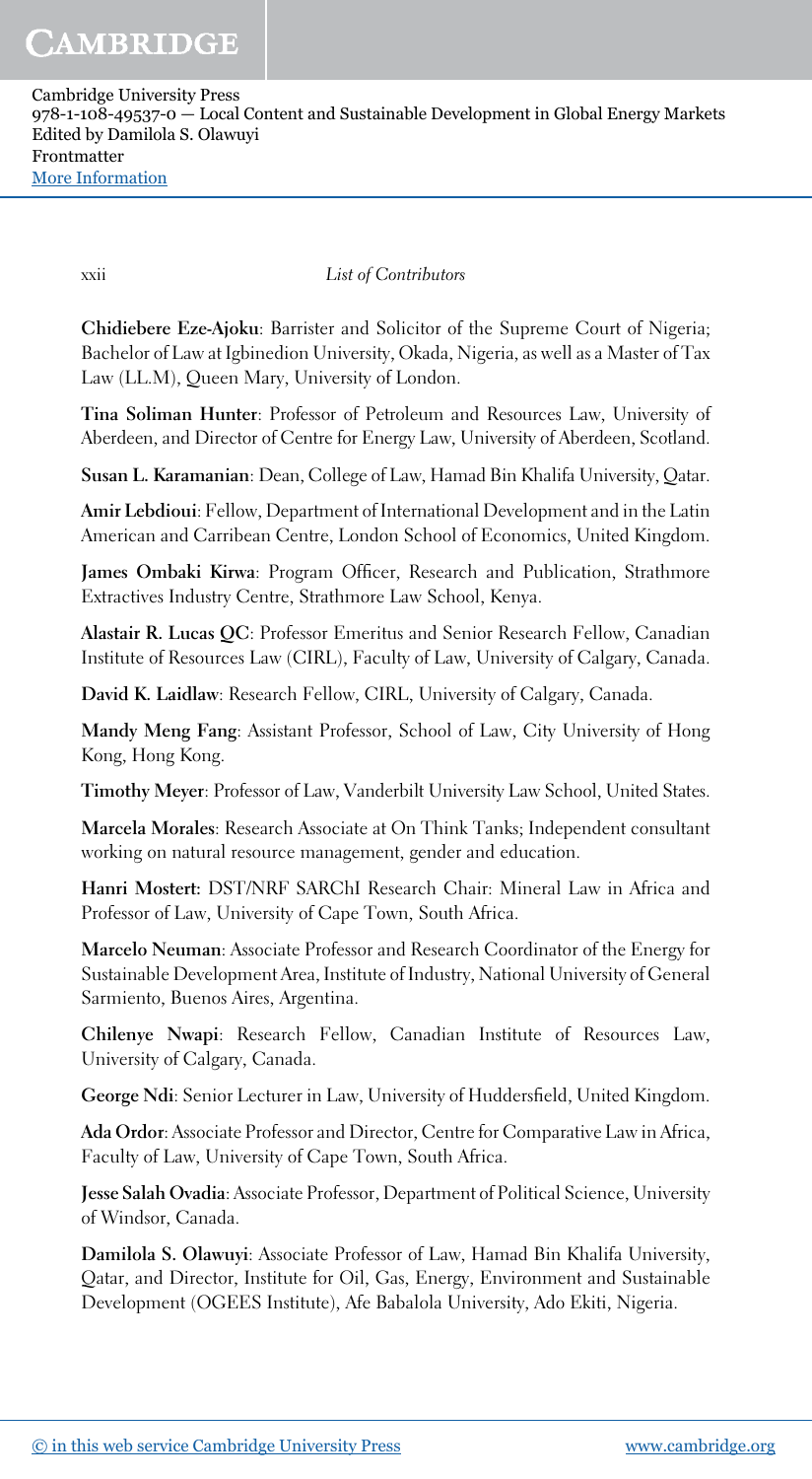**Chidiebere Eze-Ajoku**: Barrister and Solicitor of the Supreme Court of Nigeria; Bachelor of Law at Igbinedion University, Okada, Nigeria, as well as a Master of Tax Law (LL.M), Queen Mary, University of London.

**Tina Soliman Hunter**: Professor of Petroleum and Resources Law, University of Aberdeen, and Director of Centre for Energy Law, University of Aberdeen, Scotland.

**Susan L. Karamanian**: Dean, College of Law, Hamad Bin Khalifa University, Qatar.

**Amir Lebdioui**: Fellow, Department of International Development and in the Latin American and Carribean Centre, London School of Economics, United Kingdom.

**James Ombaki Kirwa**: Program Officer, Research and Publication, Strathmore Extractives Industry Centre, Strathmore Law School, Kenya.

**Alastair R. Lucas QC**: Professor Emeritus and Senior Research Fellow, Canadian Institute of Resources Law (CIRL), Faculty of Law, University of Calgary, Canada.

**David K. Laidlaw**: Research Fellow, CIRL, University of Calgary, Canada.

**Mandy Meng Fang**: Assistant Professor, School of Law, City University of Hong Kong, Hong Kong.

**Timothy Meyer**: Professor of Law, Vanderbilt University Law School, United States.

**Marcela Morales**: Research Associate at On Think Tanks; Independent consultant working on natural resource management, gender and education.

**Hanri Mostert:** DST/NRF SARChI Research Chair: Mineral Law in Africa and Professor of Law, University of Cape Town, South Africa.

**Marcelo Neuman**: Associate Professor and Research Coordinator of the Energy for Sustainable Development Area, Institute of Industry, National University of General Sarmiento, Buenos Aires, Argentina.

**Chilenye Nwapi**: Research Fellow, Canadian Institute of Resources Law, University of Calgary, Canada.

**George Ndi**: Senior Lecturer in Law, University of Huddersfield, United Kingdom.

**Ada Ordor**: Associate Professor and Director, Centre for Comparative Law in Africa, Faculty of Law, University of Cape Town, South Africa.

**Jesse Salah Ovadia**: Associate Professor, Department of Political Science, University of Windsor, Canada.

**Damilola S. Olawuyi**: Associate Professor of Law, Hamad Bin Khalifa University, Qatar, and Director, Institute for Oil, Gas, Energy, Environment and Sustainable Development (OGEES Institute), Afe Babalola University, Ado Ekiti, Nigeria.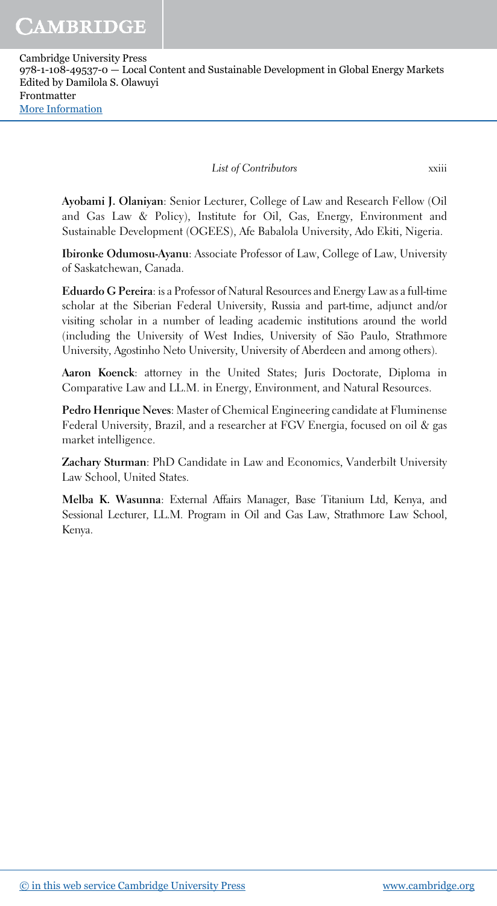**Ayobami J. Olaniyan**: Senior Lecturer, College of Law and Research Fellow (Oil and Gas Law & Policy), Institute for Oil, Gas, Energy, Environment and Sustainable Development (OGEES), Afe Babalola University, Ado Ekiti, Nigeria.

**Ibironke Odumosu-Ayanu**: Associate Professor of Law, College of Law, University of Saskatchewan, Canada.

**Eduardo G Pereira**: is a Professor of Natural Resources and Energy Law as a full-time scholar at the Siberian Federal University, Russia and part-time, adjunct and/or visiting scholar in a number of leading academic institutions around the world (including the University of West Indies, University of São Paulo, Strathmore University, Agostinho Neto University, University of Aberdeen and among others).

**Aaron Koenck**: attorney in the United States; Juris Doctorate, Diploma in Comparative Law and LL.M. in Energy, Environment, and Natural Resources.

**Pedro Henrique Neves**: Master of Chemical Engineering candidate at Fluminense Federal University, Brazil, and a researcher at FGV Energia, focused on oil & gas market intelligence.

**Zachary Sturman**: PhD Candidate in Law and Economics, Vanderbilt University Law School, United States.

**Melba K. Wasunna**: External Affairs Manager, Base Titanium Ltd, Kenya, and Sessional Lecturer, LL.M. Program in Oil and Gas Law, Strathmore Law School, Kenya.